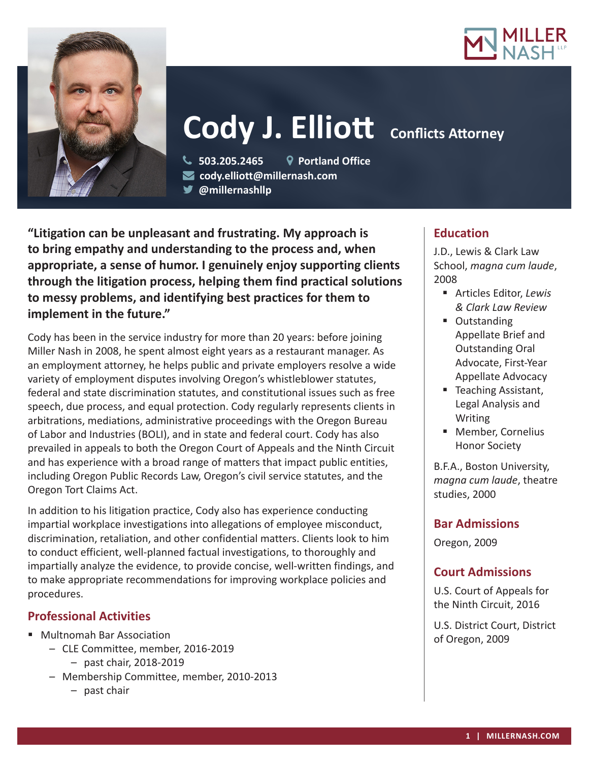# Cody J. Elliott

**Conflicts Attorney**

503.205.2465 | Portland Office
cody.elliott@millernash.com
@millernashllp

**"Litigation can be unpleasant and frustrating. My approach is to bring empathy and understanding to the process and, when appropriate, a sense of humor. I genuinely enjoy supporting clients through the litigation process, helping them find practical solutions to messy problems, and identifying best practices for them to implement in the future."**

Cody has been in the service industry for more than 20 years: before joining Miller Nash in 2008, he spent almost eight years as a restaurant manager. As an employment attorney, he helps public and private employers resolve a wide variety of employment disputes involving Oregon's whistleblower statutes, federal and state discrimination statutes, and constitutional issues such as free speech, due process, and equal protection. Cody regularly represents clients in arbitrations, mediations, administrative proceedings with the Oregon Bureau of Labor and Industries (BOLI), and in state and federal court. Cody has also prevailed in appeals to both the Oregon Court of Appeals and the Ninth Circuit and has experience with a broad range of matters that impact public entities, including Oregon Public Records Law, Oregon's civil service statutes, and the Oregon Tort Claims Act.

In addition to his litigation practice, Cody also has experience conducting impartial workplace investigations into allegations of employee misconduct, discrimination, retaliation, and other confidential matters. Clients look to him to conduct efficient, well-planned factual investigations, to thoroughly and impartially analyze the evidence, to provide concise, well-written findings, and to make appropriate recommendations for improving workplace policies and procedures.

## Professional Activities

- Multnomah Bar Association
  - CLE Committee, member, 2016-2019
    - past chair, 2018-2019
  - Membership Committee, member, 2010-2013
    - past chair

## Education

J.D., Lewis & Clark Law School, *magna cum laude*, 2008

- Articles Editor, *Lewis & Clark Law Review*
- Outstanding Appellate Brief and Outstanding Oral Advocate, First-Year Appellate Advocacy
- Teaching Assistant, Legal Analysis and Writing
- Member, Cornelius Honor Society

B.F.A., Boston University, *magna cum laude*, theatre studies, 2000

## Bar Admissions

Oregon, 2009

## Court Admissions

U.S. Court of Appeals for the Ninth Circuit, 2016

U.S. District Court, District of Oregon, 2009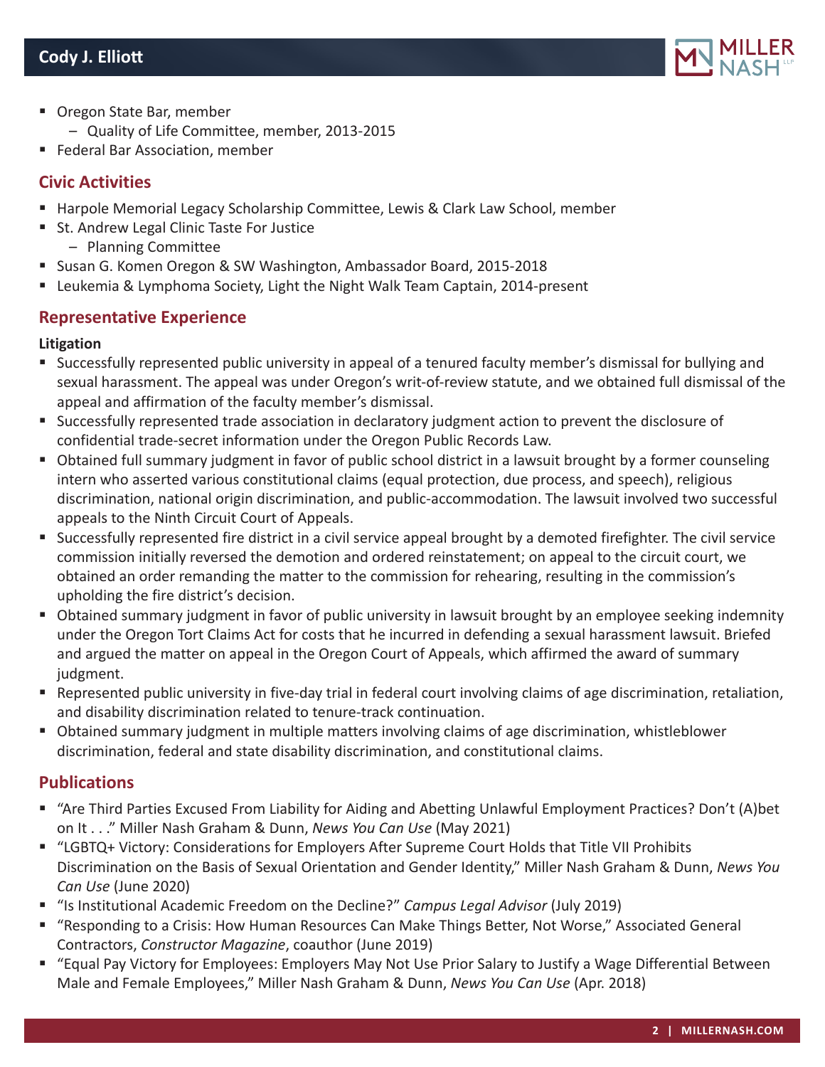- Oregon State Bar, member
  - Quality of Life Committee, member, 2013-2015
- Federal Bar Association, member

## Civic Activities

- Harpole Memorial Legacy Scholarship Committee, Lewis & Clark Law School, member
- St. Andrew Legal Clinic Taste For Justice
  - Planning Committee
- Susan G. Komen Oregon & SW Washington, Ambassador Board, 2015-2018
- Leukemia & Lymphoma Society, Light the Night Walk Team Captain, 2014-present

## Representative Experience

**Litigation**

- Successfully represented public university in appeal of a tenured faculty member's dismissal for bullying and sexual harassment. The appeal was under Oregon's writ-of-review statute, and we obtained full dismissal of the appeal and affirmation of the faculty member's dismissal.
- Successfully represented trade association in declaratory judgment action to prevent the disclosure of confidential trade-secret information under the Oregon Public Records Law.
- Obtained full summary judgment in favor of public school district in a lawsuit brought by a former counseling intern who asserted various constitutional claims (equal protection, due process, and speech), religious discrimination, national origin discrimination, and public-accommodation. The lawsuit involved two successful appeals to the Ninth Circuit Court of Appeals.
- Successfully represented fire district in a civil service appeal brought by a demoted firefighter. The civil service commission initially reversed the demotion and ordered reinstatement; on appeal to the circuit court, we obtained an order remanding the matter to the commission for rehearing, resulting in the commission's upholding the fire district's decision.
- Obtained summary judgment in favor of public university in lawsuit brought by an employee seeking indemnity under the Oregon Tort Claims Act for costs that he incurred in defending a sexual harassment lawsuit. Briefed and argued the matter on appeal in the Oregon Court of Appeals, which affirmed the award of summary judgment.
- Represented public university in five-day trial in federal court involving claims of age discrimination, retaliation, and disability discrimination related to tenure-track continuation.
- Obtained summary judgment in multiple matters involving claims of age discrimination, whistleblower discrimination, federal and state disability discrimination, and constitutional claims.

## Publications

- "Are Third Parties Excused From Liability for Aiding and Abetting Unlawful Employment Practices? Don't (A)bet on It . . ." Miller Nash Graham & Dunn, *News You Can Use* (May 2021)
- "LGBTQ+ Victory: Considerations for Employers After Supreme Court Holds that Title VII Prohibits Discrimination on the Basis of Sexual Orientation and Gender Identity," Miller Nash Graham & Dunn, *News You Can Use* (June 2020)
- "Is Institutional Academic Freedom on the Decline?" *Campus Legal Advisor* (July 2019)
- "Responding to a Crisis: How Human Resources Can Make Things Better, Not Worse," Associated General Contractors, *Constructor Magazine*, coauthor (June 2019)
- "Equal Pay Victory for Employees: Employers May Not Use Prior Salary to Justify a Wage Differential Between Male and Female Employees," Miller Nash Graham & Dunn, *News You Can Use* (Apr. 2018)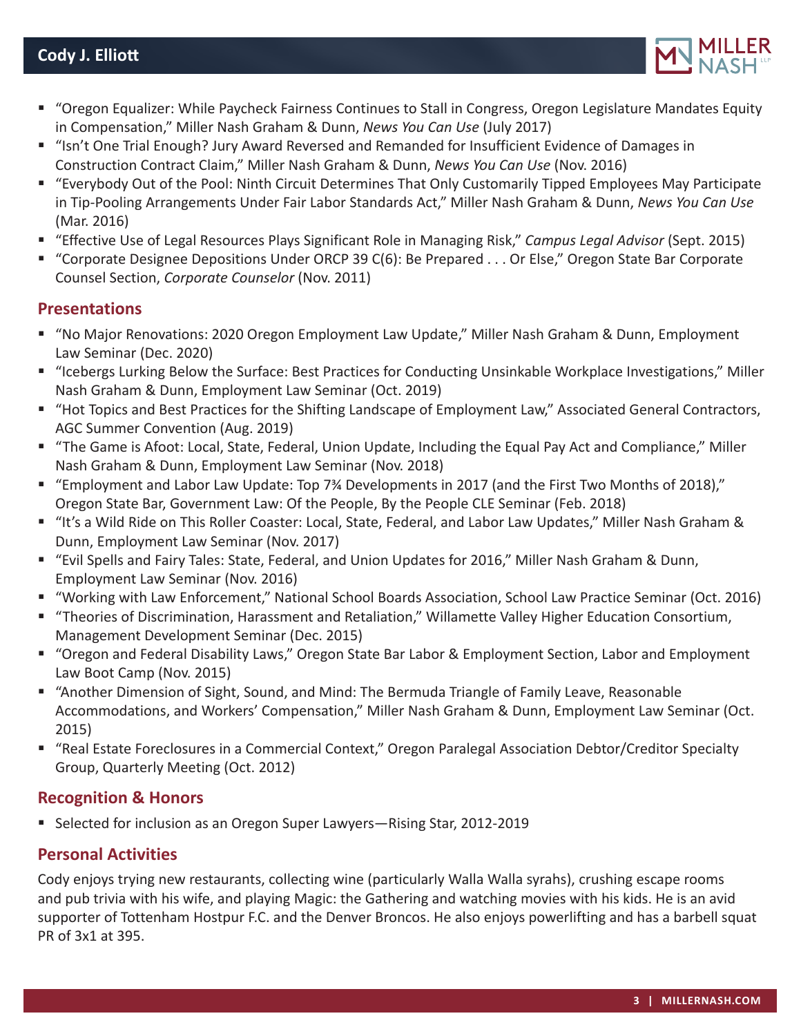- "Oregon Equalizer: While Paycheck Fairness Continues to Stall in Congress, Oregon Legislature Mandates Equity in Compensation," Miller Nash Graham & Dunn, *News You Can Use* (July 2017)
- "Isn't One Trial Enough? Jury Award Reversed and Remanded for Insufficient Evidence of Damages in Construction Contract Claim," Miller Nash Graham & Dunn, *News You Can Use* (Nov. 2016)
- "Everybody Out of the Pool: Ninth Circuit Determines That Only Customarily Tipped Employees May Participate in Tip-Pooling Arrangements Under Fair Labor Standards Act," Miller Nash Graham & Dunn, *News You Can Use* (Mar. 2016)
- "Effective Use of Legal Resources Plays Significant Role in Managing Risk," *Campus Legal Advisor* (Sept. 2015)
- "Corporate Designee Depositions Under ORCP 39 C(6): Be Prepared . . . Or Else," Oregon State Bar Corporate Counsel Section, *Corporate Counselor* (Nov. 2011)

## Presentations

- "No Major Renovations: 2020 Oregon Employment Law Update," Miller Nash Graham & Dunn, Employment Law Seminar (Dec. 2020)
- "Icebergs Lurking Below the Surface: Best Practices for Conducting Unsinkable Workplace Investigations," Miller Nash Graham & Dunn, Employment Law Seminar (Oct. 2019)
- "Hot Topics and Best Practices for the Shifting Landscape of Employment Law," Associated General Contractors, AGC Summer Convention (Aug. 2019)
- "The Game is Afoot: Local, State, Federal, Union Update, Including the Equal Pay Act and Compliance," Miller Nash Graham & Dunn, Employment Law Seminar (Nov. 2018)
- "Employment and Labor Law Update: Top 7¾ Developments in 2017 (and the First Two Months of 2018)," Oregon State Bar, Government Law: Of the People, By the People CLE Seminar (Feb. 2018)
- "It's a Wild Ride on This Roller Coaster: Local, State, Federal, and Labor Law Updates," Miller Nash Graham & Dunn, Employment Law Seminar (Nov. 2017)
- "Evil Spells and Fairy Tales: State, Federal, and Union Updates for 2016," Miller Nash Graham & Dunn, Employment Law Seminar (Nov. 2016)
- "Working with Law Enforcement," National School Boards Association, School Law Practice Seminar (Oct. 2016)
- "Theories of Discrimination, Harassment and Retaliation," Willamette Valley Higher Education Consortium, Management Development Seminar (Dec. 2015)
- "Oregon and Federal Disability Laws," Oregon State Bar Labor & Employment Section, Labor and Employment Law Boot Camp (Nov. 2015)
- "Another Dimension of Sight, Sound, and Mind: The Bermuda Triangle of Family Leave, Reasonable Accommodations, and Workers' Compensation," Miller Nash Graham & Dunn, Employment Law Seminar (Oct. 2015)
- "Real Estate Foreclosures in a Commercial Context," Oregon Paralegal Association Debtor/Creditor Specialty Group, Quarterly Meeting (Oct. 2012)

## Recognition & Honors

- Selected for inclusion as an Oregon Super Lawyers—Rising Star, 2012-2019

## Personal Activities

Cody enjoys trying new restaurants, collecting wine (particularly Walla Walla syrahs), crushing escape rooms and pub trivia with his wife, and playing Magic: the Gathering and watching movies with his kids. He is an avid supporter of Tottenham Hostpur F.C. and the Denver Broncos. He also enjoys powerlifting and has a barbell squat PR of 3x1 at 395.